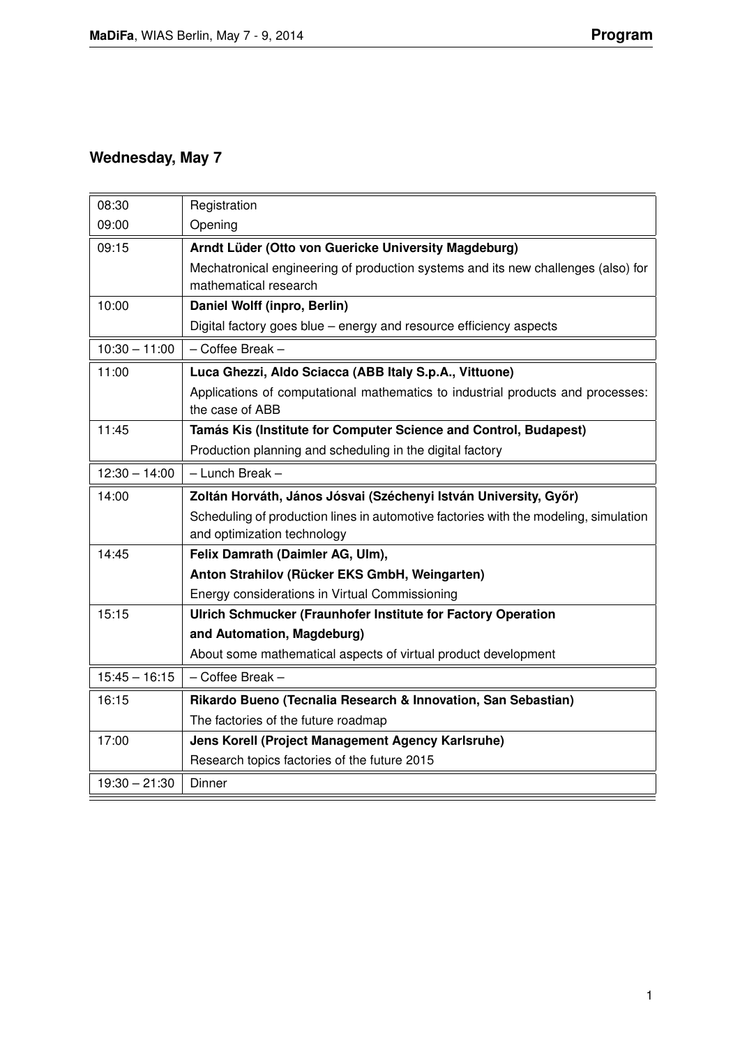## Wednesday, May 7

| Time | Event |
| --- | --- |
| 08:30 | Registration |
| 09:00 | Opening |
| 09:15 | **Arndt Lüder (Otto von Guericke University Magdeburg)** |
| | Mechatronical engineering of production systems and its new challenges (also) for mathematical research |
| 10:00 | **Daniel Wolff (inpro, Berlin)** |
| | Digital factory goes blue – energy and resource efficiency aspects |
| 10:30 – 11:00 | – Coffee Break – |
| 11:00 | **Luca Ghezzi, Aldo Sciacca (ABB Italy S.p.A., Vittuone)** |
| | Applications of computational mathematics to industrial products and processes: the case of ABB |
| 11:45 | **Tamás Kis (Institute for Computer Science and Control, Budapest)** |
| | Production planning and scheduling in the digital factory |
| 12:30 – 14:00 | – Lunch Break – |
| 14:00 | **Zoltán Horváth, János Jósvai (Széchenyi István University, Győr)** |
| | Scheduling of production lines in automotive factories with the modeling, simulation and optimization technology |
| 14:45 | **Felix Damrath (Daimler AG, Ulm),** |
| | **Anton Strahilov (Rücker EKS GmbH, Weingarten)** |
| | Energy considerations in Virtual Commissioning |
| 15:15 | **Ulrich Schmucker (Fraunhofer Institute for Factory Operation** |
| | **and Automation, Magdeburg)** |
| | About some mathematical aspects of virtual product development |
| 15:45 – 16:15 | – Coffee Break – |
| 16:15 | **Rikardo Bueno (Tecnalia Research & Innovation, San Sebastian)** |
| | The factories of the future roadmap |
| 17:00 | **Jens Korell (Project Management Agency Karlsruhe)** |
| | Research topics factories of the future 2015 |
| 19:30 – 21:30 | Dinner |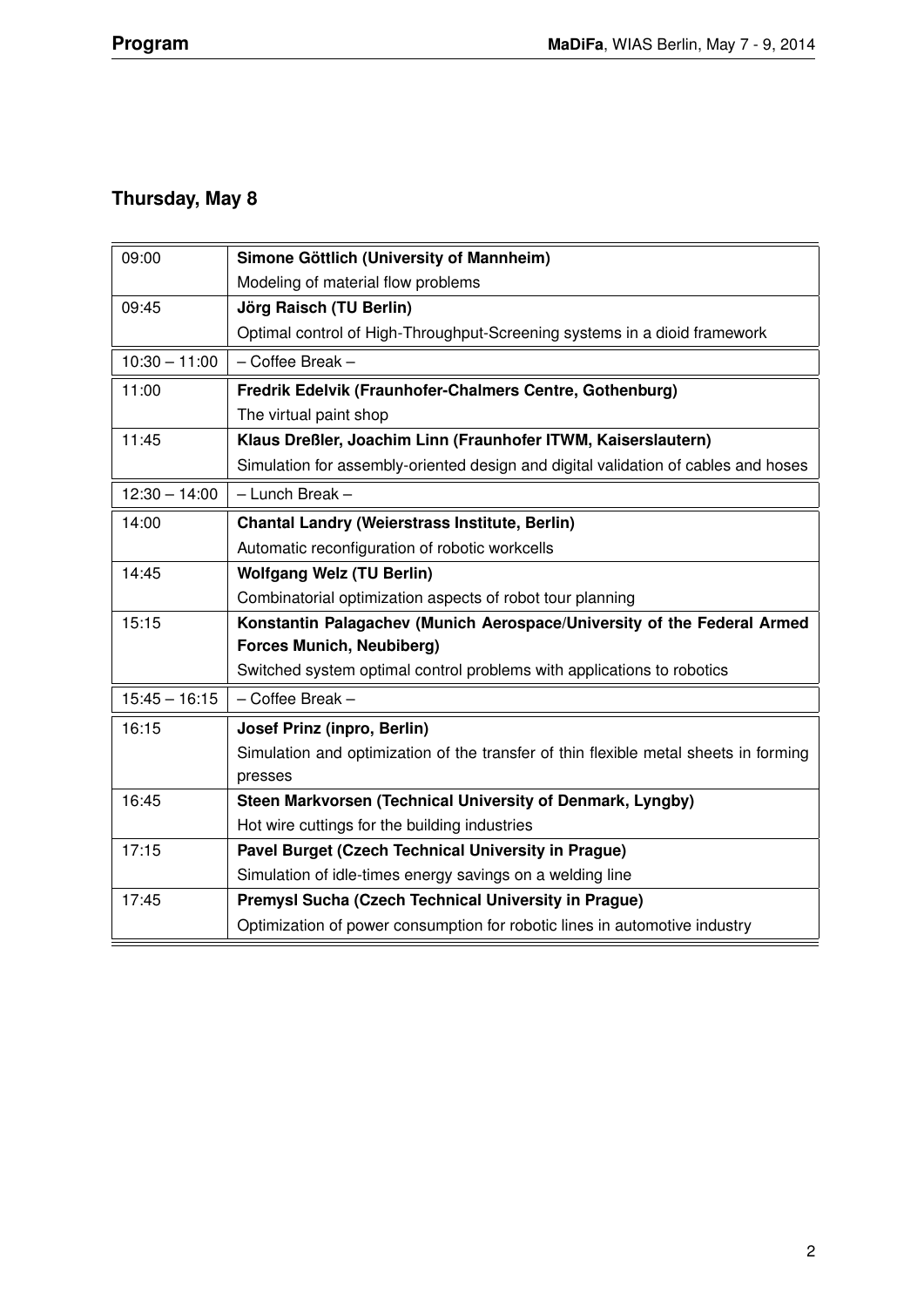## Thursday, May 8

| | |
|---|---|
| 09:00 | **Simone Göttlich (University of Mannheim)**<br>Modeling of material flow problems |
| 09:45 | **Jörg Raisch (TU Berlin)**<br>Optimal control of High-Throughput-Screening systems in a dioid framework |
| 10:30 – 11:00 | – Coffee Break – |
| 11:00 | **Fredrik Edelvik (Fraunhofer-Chalmers Centre, Gothenburg)**<br>The virtual paint shop |
| 11:45 | **Klaus Dreßler, Joachim Linn (Fraunhofer ITWM, Kaiserslautern)**<br>Simulation for assembly-oriented design and digital validation of cables and hoses |
| 12:30 – 14:00 | – Lunch Break – |
| 14:00 | **Chantal Landry (Weierstrass Institute, Berlin)**<br>Automatic reconfiguration of robotic workcells |
| 14:45 | **Wolfgang Welz (TU Berlin)**<br>Combinatorial optimization aspects of robot tour planning |
| 15:15 | **Konstantin Palagachev (Munich Aerospace/University of the Federal Armed Forces Munich, Neubiberg)**<br>Switched system optimal control problems with applications to robotics |
| 15:45 – 16:15 | – Coffee Break – |
| 16:15 | **Josef Prinz (inpro, Berlin)**<br>Simulation and optimization of the transfer of thin flexible metal sheets in forming presses |
| 16:45 | **Steen Markvorsen (Technical University of Denmark, Lyngby)**<br>Hot wire cuttings for the building industries |
| 17:15 | **Pavel Burget (Czech Technical University in Prague)**<br>Simulation of idle-times energy savings on a welding line |
| 17:45 | **Premysl Sucha (Czech Technical University in Prague)**<br>Optimization of power consumption for robotic lines in automotive industry |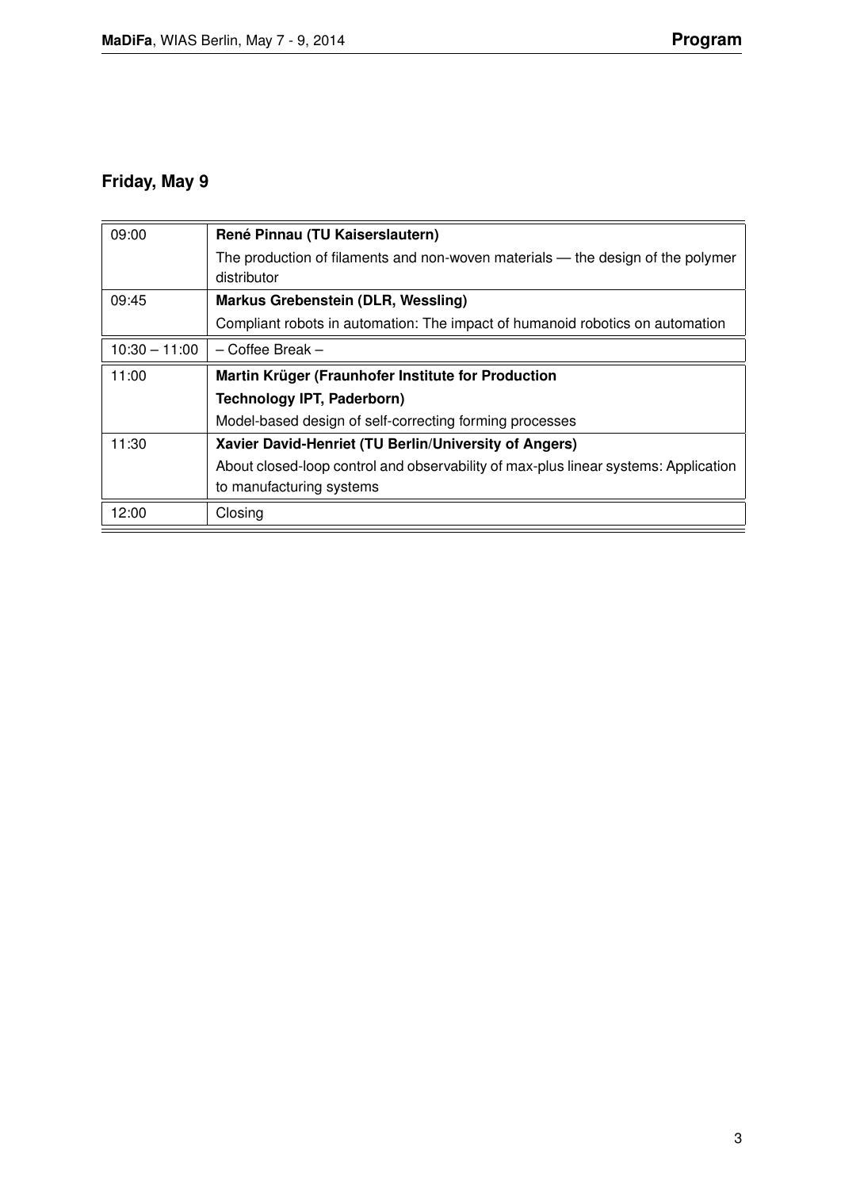## Friday, May 9

| | |
|---|---|
| 09:00 | **René Pinnau (TU Kaiserslautern)**<br>The production of filaments and non-woven materials — the design of the polymer distributor |
| 09:45 | **Markus Grebenstein (DLR, Wessling)**<br>Compliant robots in automation: The impact of humanoid robotics on automation |
| 10:30 – 11:00 | – Coffee Break – |
| 11:00 | **Martin Krüger (Fraunhofer Institute for Production Technology IPT, Paderborn)**<br>Model-based design of self-correcting forming processes |
| 11:30 | **Xavier David-Henriet (TU Berlin/University of Angers)**<br>About closed-loop control and observability of max-plus linear systems: Application to manufacturing systems |
| 12:00 | Closing |